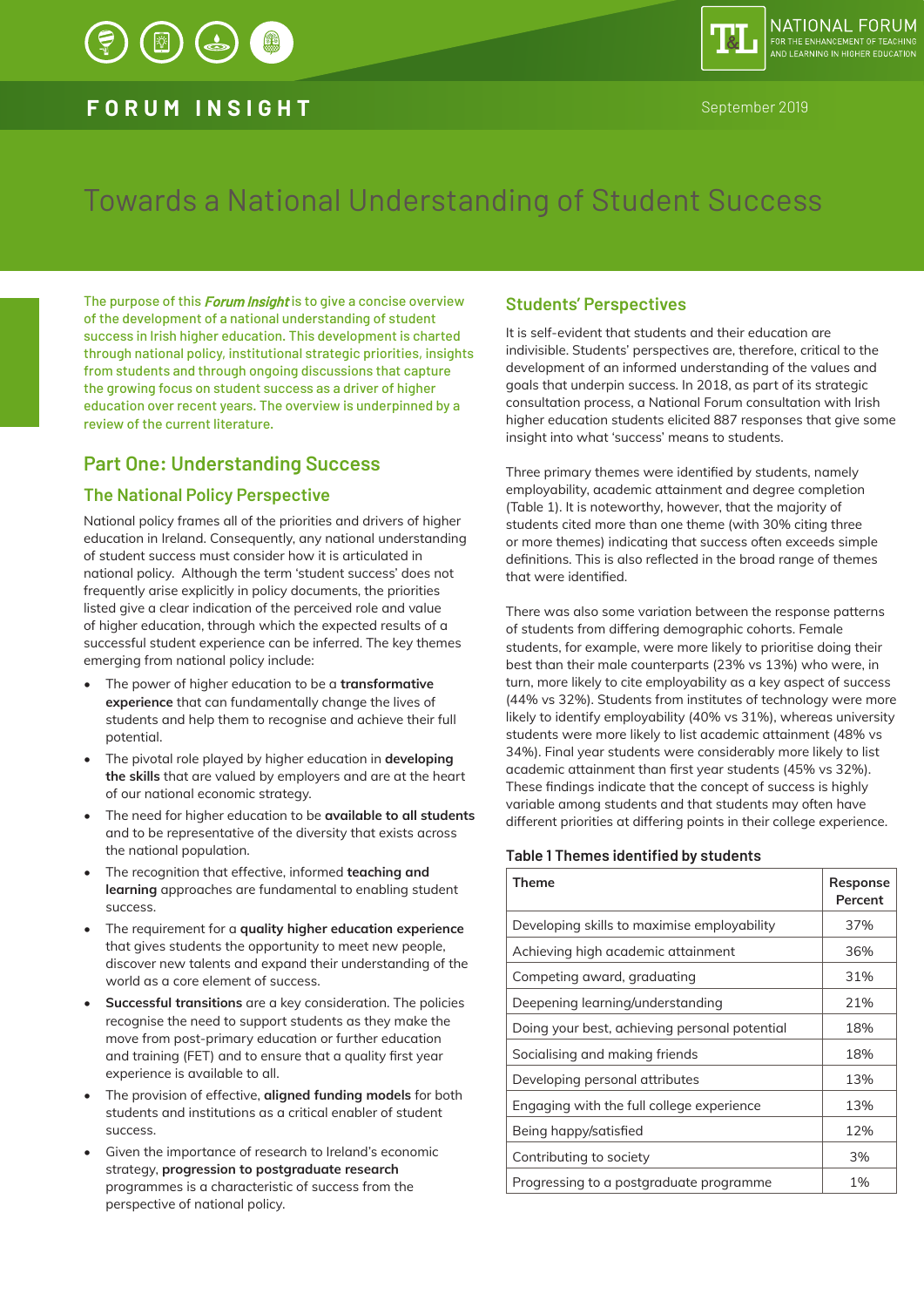FORUM INSIGHT

September 2019

# Towards a National Understanding of Student Success

The purpose of this *Forum Insight* is to give a concise overview of the development of a national understanding of student success in Irish higher education. This development is charted through national policy, institutional strategic priorities, insights from students and through ongoing discussions that capture the growing focus on student success as a driver of higher education over recent years. The overview is underpinned by a review of the current literature.

## Part One: Understanding Success

### The National Policy Perspective

National policy frames all of the priorities and drivers of higher education in Ireland. Consequently, any national understanding of student success must consider how it is articulated in national policy. Although the term 'student success' does not frequently arise explicitly in policy documents, the priorities listed give a clear indication of the perceived role and value of higher education, through which the expected results of a successful student experience can be inferred. The key themes emerging from national policy include:

- The power of higher education to be a **transformative experience** that can fundamentally change the lives of students and help them to recognise and achieve their full potential.
- The pivotal role played by higher education in **developing the skills** that are valued by employers and are at the heart of our national economic strategy.
- The need for higher education to be **available to all students** and to be representative of the diversity that exists across the national population.
- The recognition that effective, informed **teaching and learning** approaches are fundamental to enabling student success.
- The requirement for a **quality higher education experience** that gives students the opportunity to meet new people, discover new talents and expand their understanding of the world as a core element of success.
- **Successful transitions** are a key consideration. The policies recognise the need to support students as they make the move from post-primary education or further education and training (FET) and to ensure that a quality first year experience is available to all.
- The provision of effective, **aligned funding models** for both students and institutions as a critical enabler of student success.
- Given the importance of research to Ireland's economic strategy, **progression to postgraduate research** programmes is a characteristic of success from the perspective of national policy.

### Students' Perspectives

It is self-evident that students and their education are indivisible. Students' perspectives are, therefore, critical to the development of an informed understanding of the values and goals that underpin success. In 2018, as part of its strategic consultation process, a National Forum consultation with Irish higher education students elicited 887 responses that give some insight into what 'success' means to students.

Three primary themes were identified by students, namely employability, academic attainment and degree completion (Table 1). It is noteworthy, however, that the majority of students cited more than one theme (with 30% citing three or more themes) indicating that success often exceeds simple definitions. This is also reflected in the broad range of themes that were identified.

There was also some variation between the response patterns of students from differing demographic cohorts. Female students, for example, were more likely to prioritise doing their best than their male counterparts (23% vs 13%) who were, in turn, more likely to cite employability as a key aspect of success (44% vs 32%). Students from institutes of technology were more likely to identify employability (40% vs 31%), whereas university students were more likely to list academic attainment (48% vs 34%). Final year students were considerably more likely to list academic attainment than first year students (45% vs 32%). These findings indicate that the concept of success is highly variable among students and that students may often have different priorities at differing points in their college experience.

**Table 1 Themes identified by students**

| Theme | Response Percent |
|---|---|
| Developing skills to maximise employability | 37% |
| Achieving high academic attainment | 36% |
| Competing award, graduating | 31% |
| Deepening learning/understanding | 21% |
| Doing your best, achieving personal potential | 18% |
| Socialising and making friends | 18% |
| Developing personal attributes | 13% |
| Engaging with the full college experience | 13% |
| Being happy/satisfied | 12% |
| Contributing to society | 3% |
| Progressing to a postgraduate programme | 1% |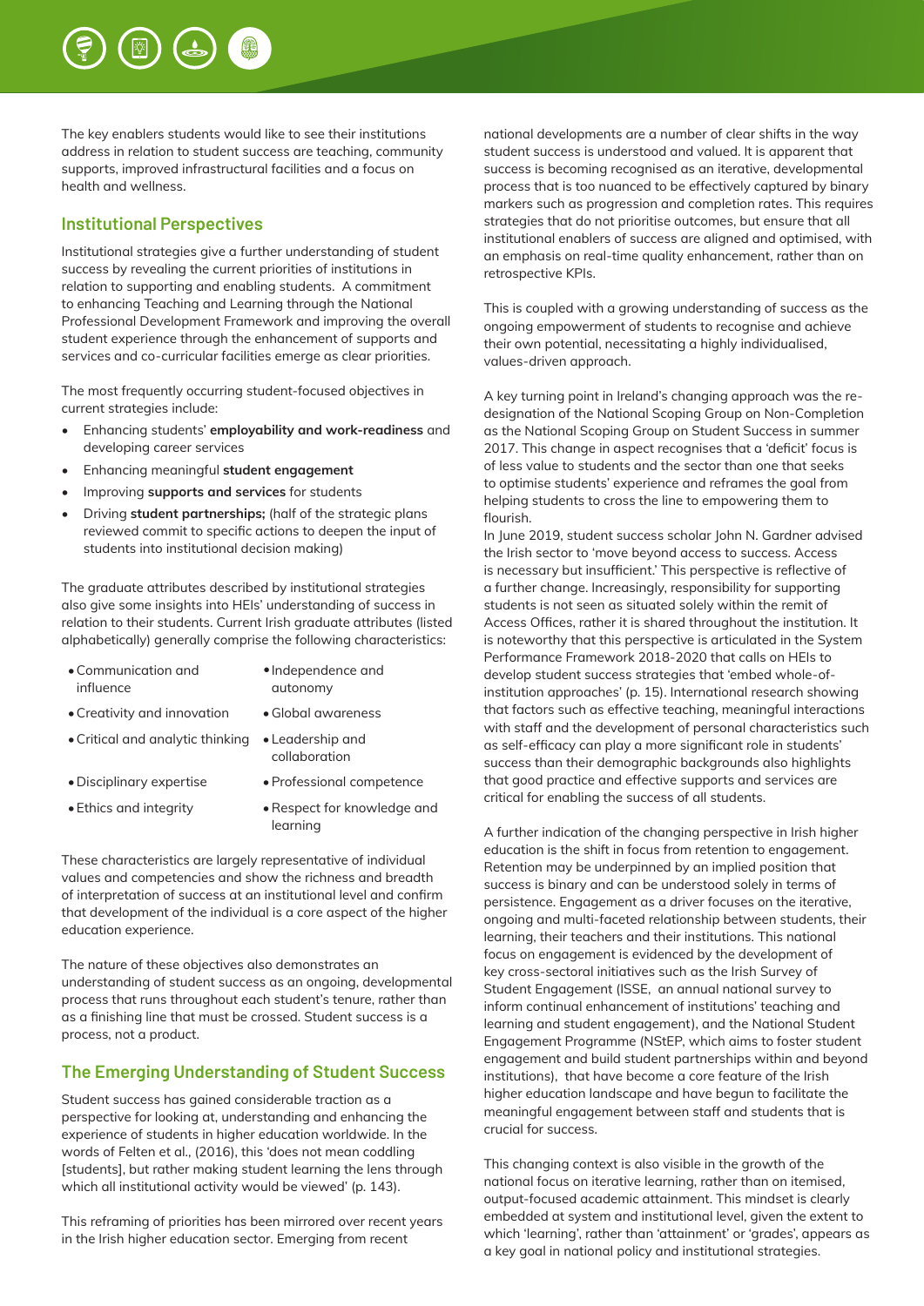The key enablers students would like to see their institutions address in relation to student success are teaching, community supports, improved infrastructural facilities and a focus on health and wellness.

## Institutional Perspectives

Institutional strategies give a further understanding of student success by revealing the current priorities of institutions in relation to supporting and enabling students. A commitment to enhancing Teaching and Learning through the National Professional Development Framework and improving the overall student experience through the enhancement of supports and services and co-curricular facilities emerge as clear priorities.

The most frequently occurring student-focused objectives in current strategies include:

- Enhancing students' **employability and work-readiness** and developing career services
- Enhancing meaningful **student engagement**
- Improving **supports and services** for students
- Driving **student partnerships;** (half of the strategic plans reviewed commit to specific actions to deepen the input of students into institutional decision making)

The graduate attributes described by institutional strategies also give some insights into HEIs' understanding of success in relation to their students. Current Irish graduate attributes (listed alphabetically) generally comprise the following characteristics:

- Communication and influence
- Creativity and innovation
- Critical and analytic thinking
- Disciplinary expertise
- Ethics and integrity
- Independence and autonomy
- Global awareness
- Leadership and collaboration
- Professional competence
- Respect for knowledge and learning

These characteristics are largely representative of individual values and competencies and show the richness and breadth of interpretation of success at an institutional level and confirm that development of the individual is a core aspect of the higher education experience.

The nature of these objectives also demonstrates an understanding of student success as an ongoing, developmental process that runs throughout each student's tenure, rather than as a finishing line that must be crossed. Student success is a process, not a product.

## The Emerging Understanding of Student Success

Student success has gained considerable traction as a perspective for looking at, understanding and enhancing the experience of students in higher education worldwide. In the words of Felten et al., (2016), this 'does not mean coddling [students], but rather making student learning the lens through which all institutional activity would be viewed' (p. 143).

This reframing of priorities has been mirrored over recent years in the Irish higher education sector. Emerging from recent national developments are a number of clear shifts in the way student success is understood and valued. It is apparent that success is becoming recognised as an iterative, developmental process that is too nuanced to be effectively captured by binary markers such as progression and completion rates. This requires strategies that do not prioritise outcomes, but ensure that all institutional enablers of success are aligned and optimised, with an emphasis on real-time quality enhancement, rather than on retrospective KPIs.

This is coupled with a growing understanding of success as the ongoing empowerment of students to recognise and achieve their own potential, necessitating a highly individualised, values-driven approach.

A key turning point in Ireland's changing approach was the re-designation of the National Scoping Group on Non-Completion as the National Scoping Group on Student Success in summer 2017. This change in aspect recognises that a 'deficit' focus is of less value to students and the sector than one that seeks to optimise students' experience and reframes the goal from helping students to cross the line to empowering them to flourish.

In June 2019, student success scholar John N. Gardner advised the Irish sector to 'move beyond access to success. Access is necessary but insufficient.' This perspective is reflective of a further change. Increasingly, responsibility for supporting students is not seen as situated solely within the remit of Access Offices, rather it is shared throughout the institution. It is noteworthy that this perspective is articulated in the System Performance Framework 2018-2020 that calls on HEIs to develop student success strategies that 'embed whole-of-institution approaches' (p. 15). International research showing that factors such as effective teaching, meaningful interactions with staff and the development of personal characteristics such as self-efficacy can play a more significant role in students' success than their demographic backgrounds also highlights that good practice and effective supports and services are critical for enabling the success of all students.

A further indication of the changing perspective in Irish higher education is the shift in focus from retention to engagement. Retention may be underpinned by an implied position that success is binary and can be understood solely in terms of persistence. Engagement as a driver focuses on the iterative, ongoing and multi-faceted relationship between students, their learning, their teachers and their institutions. This national focus on engagement is evidenced by the development of key cross-sectoral initiatives such as the Irish Survey of Student Engagement (ISSE, an annual national survey to inform continual enhancement of institutions' teaching and learning and student engagement), and the National Student Engagement Programme (NStEP, which aims to foster student engagement and build student partnerships within and beyond institutions), that have become a core feature of the Irish higher education landscape and have begun to facilitate the meaningful engagement between staff and students that is crucial for success.

This changing context is also visible in the growth of the national focus on iterative learning, rather than on itemised, output-focused academic attainment. This mindset is clearly embedded at system and institutional level, given the extent to which 'learning', rather than 'attainment' or 'grades', appears as a key goal in national policy and institutional strategies.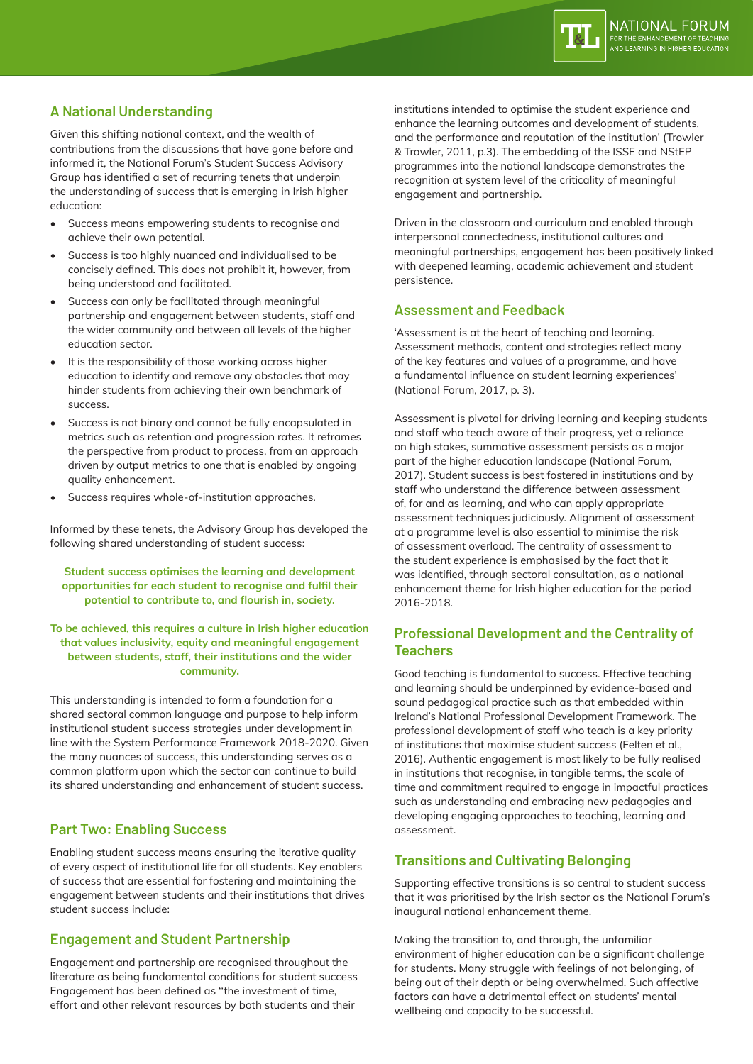## A National Understanding

Given this shifting national context, and the wealth of contributions from the discussions that have gone before and informed it, the National Forum's Student Success Advisory Group has identified a set of recurring tenets that underpin the understanding of success that is emerging in Irish higher education:

- Success means empowering students to recognise and achieve their own potential.
- Success is too highly nuanced and individualised to be concisely defined. This does not prohibit it, however, from being understood and facilitated.
- Success can only be facilitated through meaningful partnership and engagement between students, staff and the wider community and between all levels of the higher education sector.
- It is the responsibility of those working across higher education to identify and remove any obstacles that may hinder students from achieving their own benchmark of success.
- Success is not binary and cannot be fully encapsulated in metrics such as retention and progression rates. It reframes the perspective from product to process, from an approach driven by output metrics to one that is enabled by ongoing quality enhancement.
- Success requires whole-of-institution approaches.

Informed by these tenets, the Advisory Group has developed the following shared understanding of student success:

**Student success optimises the learning and development opportunities for each student to recognise and fulfil their potential to contribute to, and flourish in, society.**

**To be achieved, this requires a culture in Irish higher education that values inclusivity, equity and meaningful engagement between students, staff, their institutions and the wider community.**

This understanding is intended to form a foundation for a shared sectoral common language and purpose to help inform institutional student success strategies under development in line with the System Performance Framework 2018-2020. Given the many nuances of success, this understanding serves as a common platform upon which the sector can continue to build its shared understanding and enhancement of student success.

## Part Two: Enabling Success

Enabling student success means ensuring the iterative quality of every aspect of institutional life for all students. Key enablers of success that are essential for fostering and maintaining the engagement between students and their institutions that drives student success include:

### Engagement and Student Partnership

Engagement and partnership are recognised throughout the literature as being fundamental conditions for student success Engagement has been defined as "the investment of time, effort and other relevant resources by both students and their institutions intended to optimise the student experience and enhance the learning outcomes and development of students, and the performance and reputation of the institution' (Trowler & Trowler, 2011, p.3). The embedding of the ISSE and NStEP programmes into the national landscape demonstrates the recognition at system level of the criticality of meaningful engagement and partnership.

Driven in the classroom and curriculum and enabled through interpersonal connectedness, institutional cultures and meaningful partnerships, engagement has been positively linked with deepened learning, academic achievement and student persistence.

### Assessment and Feedback

'Assessment is at the heart of teaching and learning. Assessment methods, content and strategies reflect many of the key features and values of a programme, and have a fundamental influence on student learning experiences' (National Forum, 2017, p. 3).

Assessment is pivotal for driving learning and keeping students and staff who teach aware of their progress, yet a reliance on high stakes, summative assessment persists as a major part of the higher education landscape (National Forum, 2017). Student success is best fostered in institutions and by staff who understand the difference between assessment of, for and as learning, and who can apply appropriate assessment techniques judiciously. Alignment of assessment at a programme level is also essential to minimise the risk of assessment overload. The centrality of assessment to the student experience is emphasised by the fact that it was identified, through sectoral consultation, as a national enhancement theme for Irish higher education for the period 2016-2018.

### Professional Development and the Centrality of Teachers

Good teaching is fundamental to success. Effective teaching and learning should be underpinned by evidence-based and sound pedagogical practice such as that embedded within Ireland's National Professional Development Framework. The professional development of staff who teach is a key priority of institutions that maximise student success (Felten et al., 2016). Authentic engagement is most likely to be fully realised in institutions that recognise, in tangible terms, the scale of time and commitment required to engage in impactful practices such as understanding and embracing new pedagogies and developing engaging approaches to teaching, learning and assessment.

### Transitions and Cultivating Belonging

Supporting effective transitions is so central to student success that it was prioritised by the Irish sector as the National Forum's inaugural national enhancement theme.

Making the transition to, and through, the unfamiliar environment of higher education can be a significant challenge for students. Many struggle with feelings of not belonging, of being out of their depth or being overwhelmed. Such affective factors can have a detrimental effect on students' mental wellbeing and capacity to be successful.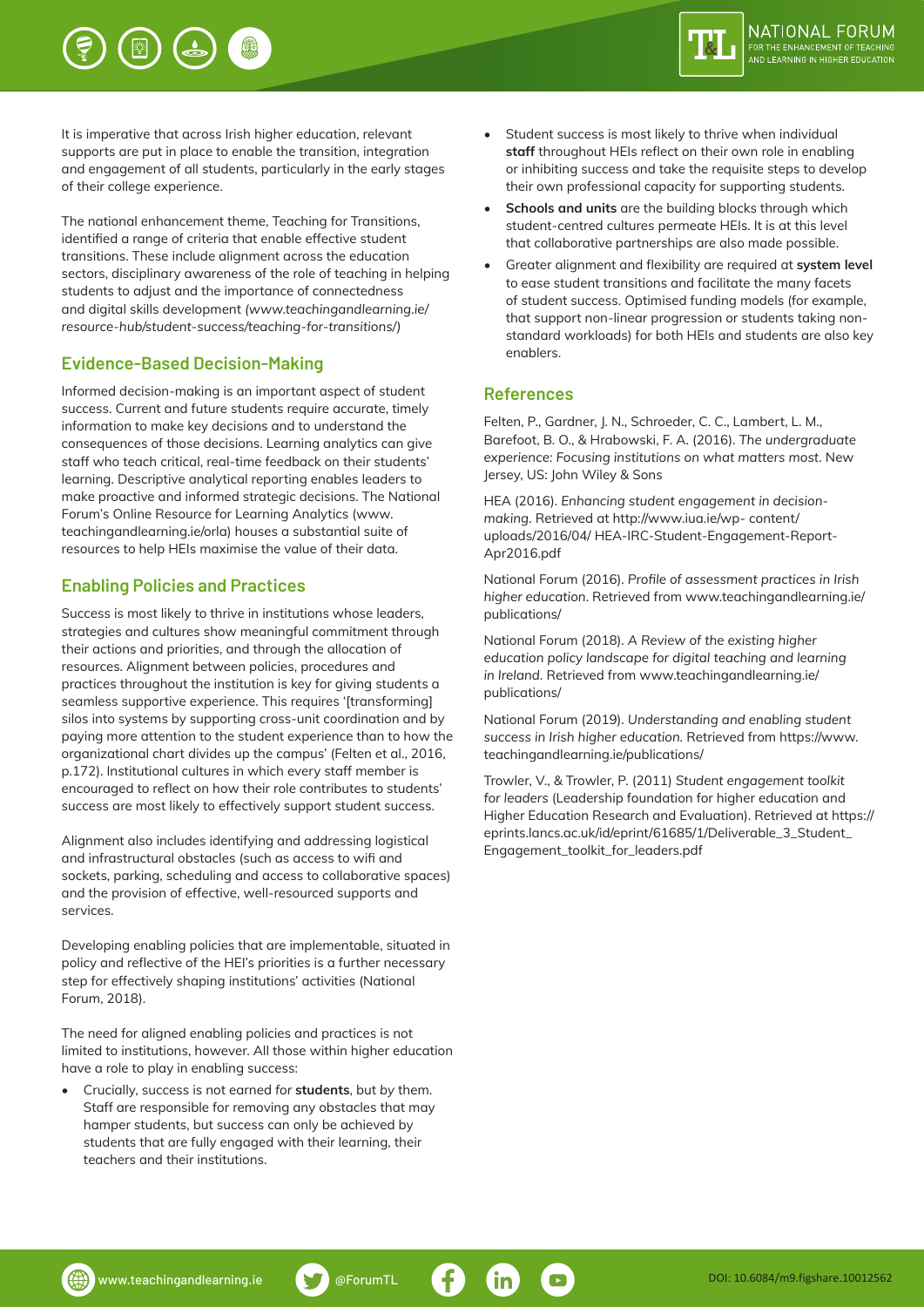It is imperative that across Irish higher education, relevant supports are put in place to enable the transition, integration and engagement of all students, particularly in the early stages of their college experience.

The national enhancement theme, Teaching for Transitions, identified a range of criteria that enable effective student transitions. These include alignment across the education sectors, disciplinary awareness of the role of teaching in helping students to adjust and the importance of connectedness and digital skills development *(www.teachingandlearning.ie/resource-hub/student-success/teaching-for-transitions/)*

## Evidence-Based Decision-Making

Informed decision-making is an important aspect of student success. Current and future students require accurate, timely information to make key decisions and to understand the consequences of those decisions. Learning analytics can give staff who teach critical, real-time feedback on their students' learning. Descriptive analytical reporting enables leaders to make proactive and informed strategic decisions. The National Forum's Online Resource for Learning Analytics (www.teachingandlearning.ie/orla) houses a substantial suite of resources to help HEIs maximise the value of their data.

## Enabling Policies and Practices

Success is most likely to thrive in institutions whose leaders, strategies and cultures show meaningful commitment through their actions and priorities, and through the allocation of resources. Alignment between policies, procedures and practices throughout the institution is key for giving students a seamless supportive experience. This requires '[transforming] silos into systems by supporting cross-unit coordination and by paying more attention to the student experience than to how the organizational chart divides up the campus' (Felten et al., 2016, p.172). Institutional cultures in which every staff member is encouraged to reflect on how their role contributes to students' success are most likely to effectively support student success.

Alignment also includes identifying and addressing logistical and infrastructural obstacles (such as access to wifi and sockets, parking, scheduling and access to collaborative spaces) and the provision of effective, well-resourced supports and services.

Developing enabling policies that are implementable, situated in policy and reflective of the HEI's priorities is a further necessary step for effectively shaping institutions' activities (National Forum, 2018).

The need for aligned enabling policies and practices is not limited to institutions, however. All those within higher education have a role to play in enabling success:

- Crucially, success is not earned *for* **students**, but *by* them. Staff are responsible for removing any obstacles that may hamper students, but success can only be achieved by students that are fully engaged with their learning, their teachers and their institutions.
- Student success is most likely to thrive when individual **staff** throughout HEIs reflect on their own role in enabling or inhibiting success and take the requisite steps to develop their own professional capacity for supporting students.
- **Schools and units** are the building blocks through which student-centred cultures permeate HEIs. It is at this level that collaborative partnerships are also made possible.
- Greater alignment and flexibility are required at **system level** to ease student transitions and facilitate the many facets of student success. Optimised funding models (for example, that support non-linear progression or students taking non-standard workloads) for both HEIs and students are also key enablers.

## References

Felten, P., Gardner, J. N., Schroeder, C. C., Lambert, L. M., Barefoot, B. O., & Hrabowski, F. A. (2016). *The undergraduate experience: Focusing institutions on what matters most*. New Jersey, US: John Wiley & Sons

HEA (2016). *Enhancing student engagement in decision-making*. Retrieved at http://www.iua.ie/wp- content/uploads/2016/04/ HEA-IRC-Student-Engagement-Report-Apr2016.pdf

National Forum (2016). *Profile of assessment practices in Irish higher education*. Retrieved from www.teachingandlearning.ie/publications/

National Forum (2018). *A Review of the existing higher education policy landscape for digital teaching and learning in Ireland*. Retrieved from www.teachingandlearning.ie/publications/

National Forum (2019). *Understanding and enabling student success in Irish higher education*. Retrieved from https://www.teachingandlearning.ie/publications/

Trowler, V., & Trowler, P. (2011) *Student engagement toolkit for leaders* (Leadership foundation for higher education and Higher Education Research and Evaluation). Retrieved at https://eprints.lancs.ac.uk/id/eprint/61685/1/Deliverable_3_Student_Engagement_toolkit_for_leaders.pdf